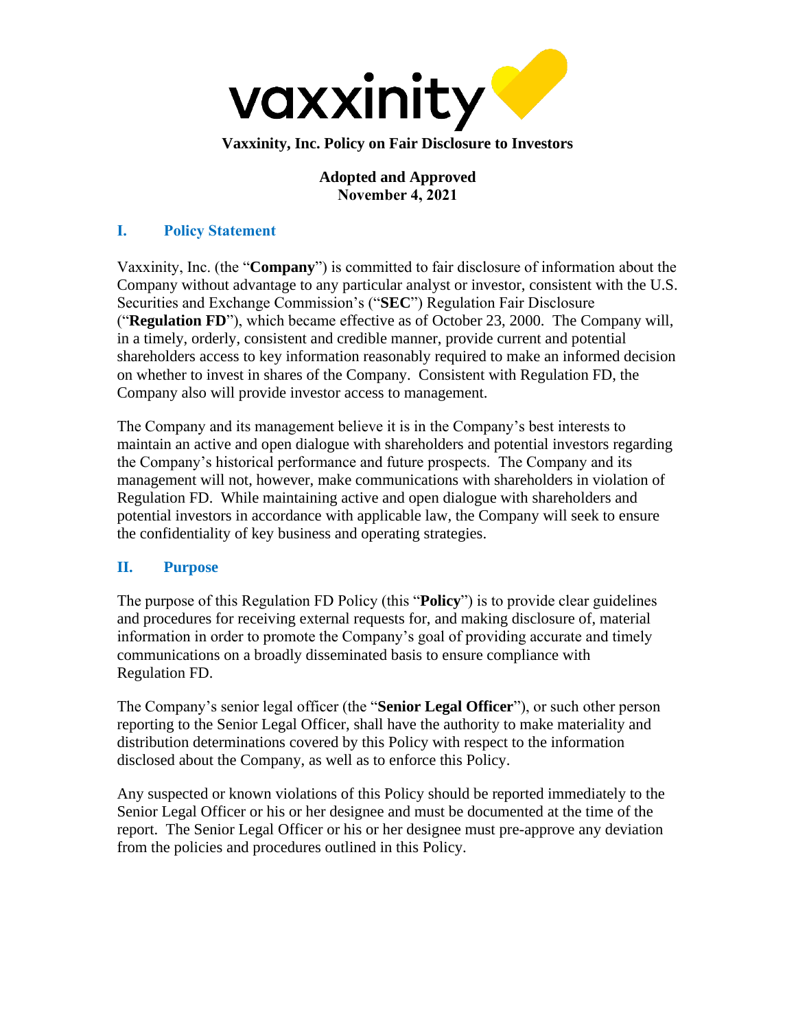# Vaxxinity, Inc. Policy on Fair Disclosure to Investors

**Adopted and Approved**
**November 4, 2021**

## I. Policy Statement

Vaxxinity, Inc. (the "**Company**") is committed to fair disclosure of information about the Company without advantage to any particular analyst or investor, consistent with the U.S. Securities and Exchange Commission's ("**SEC**") Regulation Fair Disclosure ("**Regulation FD**"), which became effective as of October 23, 2000. The Company will, in a timely, orderly, consistent and credible manner, provide current and potential shareholders access to key information reasonably required to make an informed decision on whether to invest in shares of the Company. Consistent with Regulation FD, the Company also will provide investor access to management.

The Company and its management believe it is in the Company's best interests to maintain an active and open dialogue with shareholders and potential investors regarding the Company's historical performance and future prospects. The Company and its management will not, however, make communications with shareholders in violation of Regulation FD. While maintaining active and open dialogue with shareholders and potential investors in accordance with applicable law, the Company will seek to ensure the confidentiality of key business and operating strategies.

## II. Purpose

The purpose of this Regulation FD Policy (this "**Policy**") is to provide clear guidelines and procedures for receiving external requests for, and making disclosure of, material information in order to promote the Company's goal of providing accurate and timely communications on a broadly disseminated basis to ensure compliance with Regulation FD.

The Company's senior legal officer (the "**Senior Legal Officer**"), or such other person reporting to the Senior Legal Officer, shall have the authority to make materiality and distribution determinations covered by this Policy with respect to the information disclosed about the Company, as well as to enforce this Policy.

Any suspected or known violations of this Policy should be reported immediately to the Senior Legal Officer or his or her designee and must be documented at the time of the report. The Senior Legal Officer or his or her designee must pre-approve any deviation from the policies and procedures outlined in this Policy.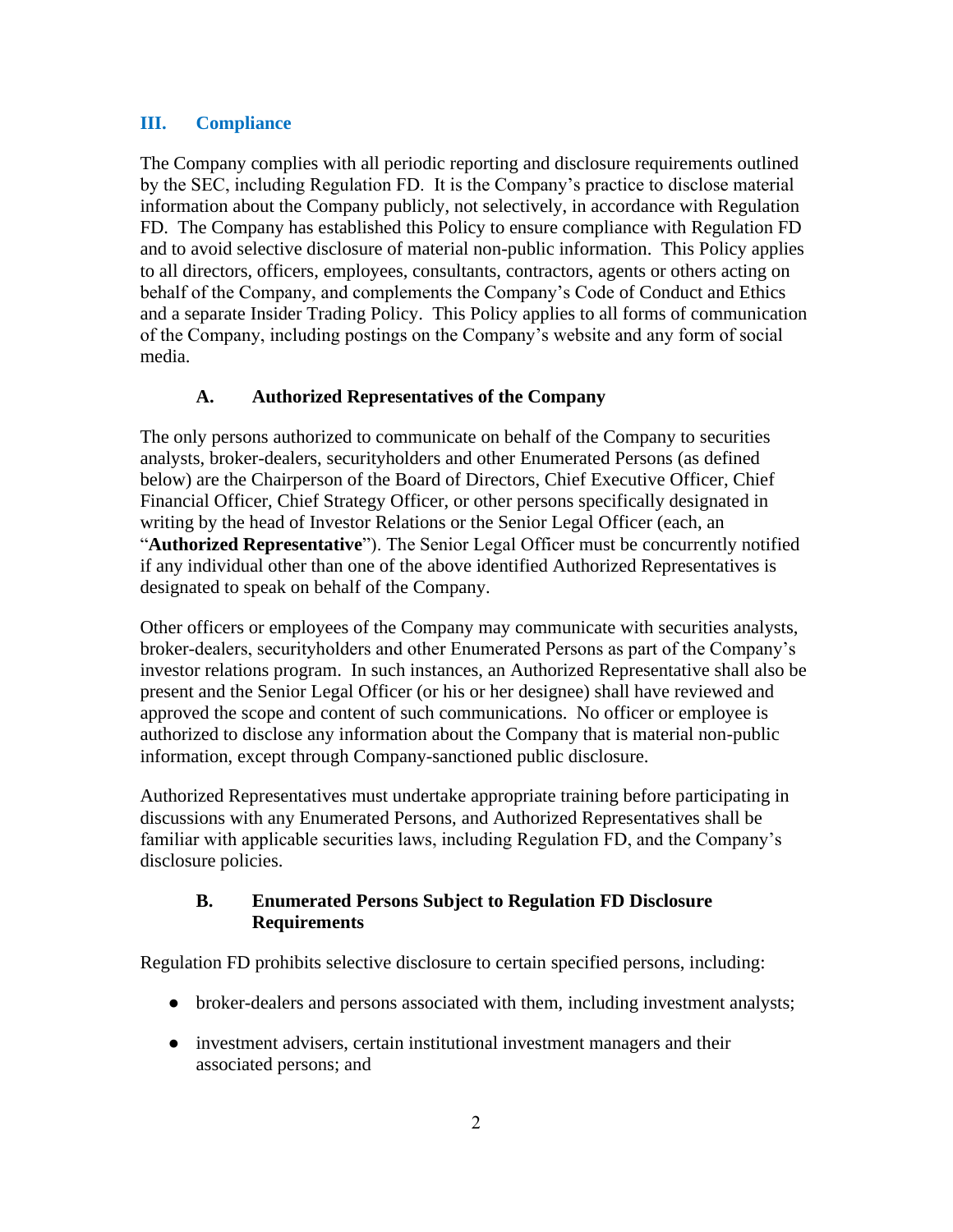## III. Compliance

The Company complies with all periodic reporting and disclosure requirements outlined by the SEC, including Regulation FD. It is the Company's practice to disclose material information about the Company publicly, not selectively, in accordance with Regulation FD. The Company has established this Policy to ensure compliance with Regulation FD and to avoid selective disclosure of material non-public information. This Policy applies to all directors, officers, employees, consultants, contractors, agents or others acting on behalf of the Company, and complements the Company's Code of Conduct and Ethics and a separate Insider Trading Policy. This Policy applies to all forms of communication of the Company, including postings on the Company's website and any form of social media.

### A. Authorized Representatives of the Company

The only persons authorized to communicate on behalf of the Company to securities analysts, broker-dealers, securityholders and other Enumerated Persons (as defined below) are the Chairperson of the Board of Directors, Chief Executive Officer, Chief Financial Officer, Chief Strategy Officer, or other persons specifically designated in writing by the head of Investor Relations or the Senior Legal Officer (each, an "**Authorized Representative**"). The Senior Legal Officer must be concurrently notified if any individual other than one of the above identified Authorized Representatives is designated to speak on behalf of the Company.

Other officers or employees of the Company may communicate with securities analysts, broker-dealers, securityholders and other Enumerated Persons as part of the Company's investor relations program. In such instances, an Authorized Representative shall also be present and the Senior Legal Officer (or his or her designee) shall have reviewed and approved the scope and content of such communications. No officer or employee is authorized to disclose any information about the Company that is material non-public information, except through Company-sanctioned public disclosure.

Authorized Representatives must undertake appropriate training before participating in discussions with any Enumerated Persons, and Authorized Representatives shall be familiar with applicable securities laws, including Regulation FD, and the Company's disclosure policies.

### B. Enumerated Persons Subject to Regulation FD Disclosure Requirements

Regulation FD prohibits selective disclosure to certain specified persons, including:

- broker-dealers and persons associated with them, including investment analysts;
- investment advisers, certain institutional investment managers and their associated persons; and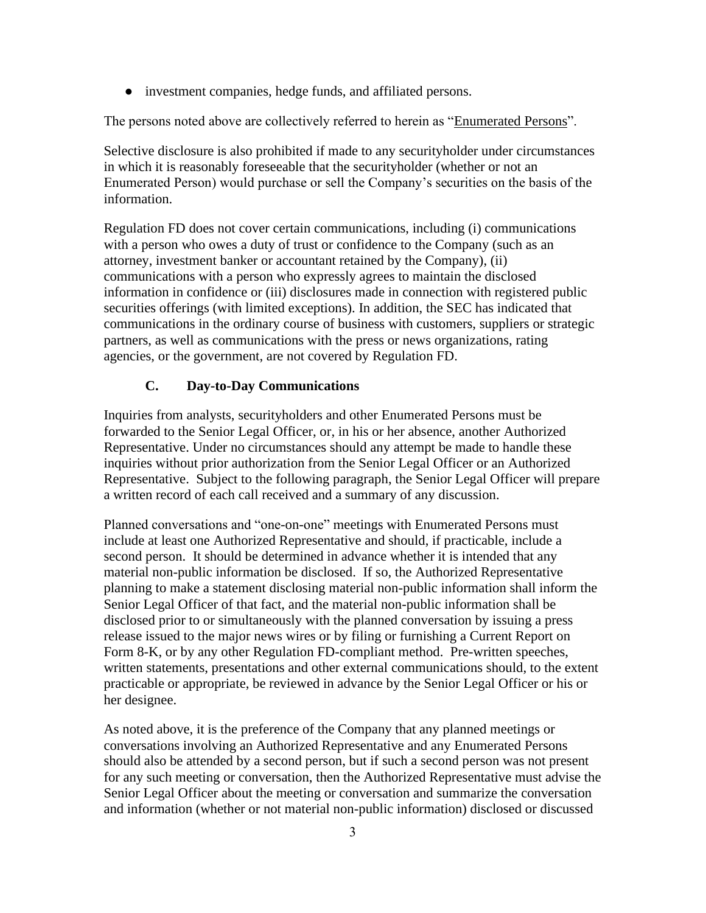- investment companies, hedge funds, and affiliated persons.

The persons noted above are collectively referred to herein as "Enumerated Persons".

Selective disclosure is also prohibited if made to any securityholder under circumstances in which it is reasonably foreseeable that the securityholder (whether or not an Enumerated Person) would purchase or sell the Company's securities on the basis of the information.

Regulation FD does not cover certain communications, including (i) communications with a person who owes a duty of trust or confidence to the Company (such as an attorney, investment banker or accountant retained by the Company), (ii) communications with a person who expressly agrees to maintain the disclosed information in confidence or (iii) disclosures made in connection with registered public securities offerings (with limited exceptions). In addition, the SEC has indicated that communications in the ordinary course of business with customers, suppliers or strategic partners, as well as communications with the press or news organizations, rating agencies, or the government, are not covered by Regulation FD.

### C. Day-to-Day Communications

Inquiries from analysts, securityholders and other Enumerated Persons must be forwarded to the Senior Legal Officer, or, in his or her absence, another Authorized Representative. Under no circumstances should any attempt be made to handle these inquiries without prior authorization from the Senior Legal Officer or an Authorized Representative. Subject to the following paragraph, the Senior Legal Officer will prepare a written record of each call received and a summary of any discussion.

Planned conversations and "one-on-one" meetings with Enumerated Persons must include at least one Authorized Representative and should, if practicable, include a second person. It should be determined in advance whether it is intended that any material non-public information be disclosed. If so, the Authorized Representative planning to make a statement disclosing material non-public information shall inform the Senior Legal Officer of that fact, and the material non-public information shall be disclosed prior to or simultaneously with the planned conversation by issuing a press release issued to the major news wires or by filing or furnishing a Current Report on Form 8-K, or by any other Regulation FD-compliant method. Pre-written speeches, written statements, presentations and other external communications should, to the extent practicable or appropriate, be reviewed in advance by the Senior Legal Officer or his or her designee.

As noted above, it is the preference of the Company that any planned meetings or conversations involving an Authorized Representative and any Enumerated Persons should also be attended by a second person, but if such a second person was not present for any such meeting or conversation, then the Authorized Representative must advise the Senior Legal Officer about the meeting or conversation and summarize the conversation and information (whether or not material non-public information) disclosed or discussed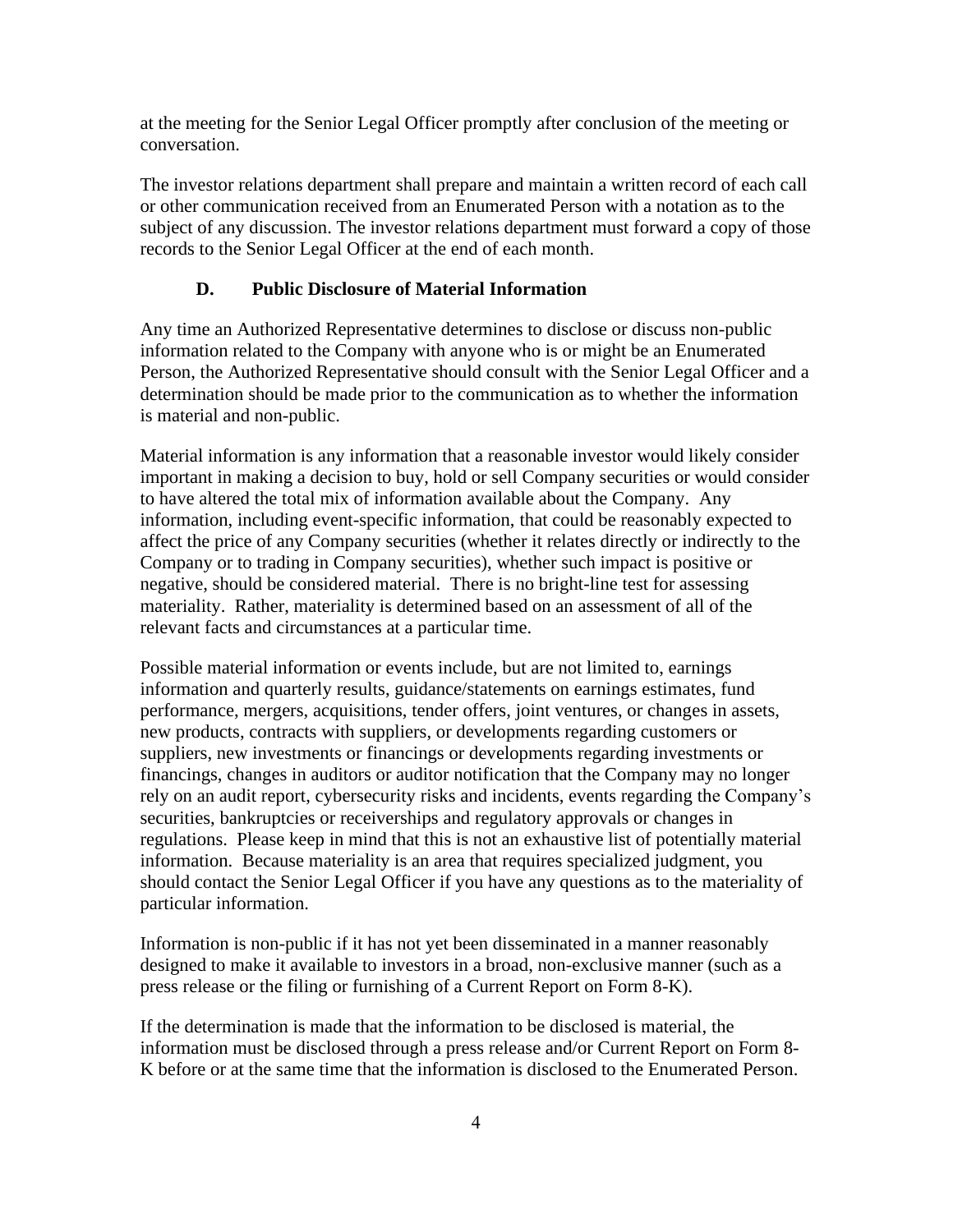at the meeting for the Senior Legal Officer promptly after conclusion of the meeting or conversation.

The investor relations department shall prepare and maintain a written record of each call or other communication received from an Enumerated Person with a notation as to the subject of any discussion. The investor relations department must forward a copy of those records to the Senior Legal Officer at the end of each month.

### D. Public Disclosure of Material Information

Any time an Authorized Representative determines to disclose or discuss non-public information related to the Company with anyone who is or might be an Enumerated Person, the Authorized Representative should consult with the Senior Legal Officer and a determination should be made prior to the communication as to whether the information is material and non-public.

Material information is any information that a reasonable investor would likely consider important in making a decision to buy, hold or sell Company securities or would consider to have altered the total mix of information available about the Company. Any information, including event-specific information, that could be reasonably expected to affect the price of any Company securities (whether it relates directly or indirectly to the Company or to trading in Company securities), whether such impact is positive or negative, should be considered material. There is no bright-line test for assessing materiality. Rather, materiality is determined based on an assessment of all of the relevant facts and circumstances at a particular time.

Possible material information or events include, but are not limited to, earnings information and quarterly results, guidance/statements on earnings estimates, fund performance, mergers, acquisitions, tender offers, joint ventures, or changes in assets, new products, contracts with suppliers, or developments regarding customers or suppliers, new investments or financings or developments regarding investments or financings, changes in auditors or auditor notification that the Company may no longer rely on an audit report, cybersecurity risks and incidents, events regarding the Company's securities, bankruptcies or receiverships and regulatory approvals or changes in regulations. Please keep in mind that this is not an exhaustive list of potentially material information. Because materiality is an area that requires specialized judgment, you should contact the Senior Legal Officer if you have any questions as to the materiality of particular information.

Information is non-public if it has not yet been disseminated in a manner reasonably designed to make it available to investors in a broad, non-exclusive manner (such as a press release or the filing or furnishing of a Current Report on Form 8-K).

If the determination is made that the information to be disclosed is material, the information must be disclosed through a press release and/or Current Report on Form 8-K before or at the same time that the information is disclosed to the Enumerated Person.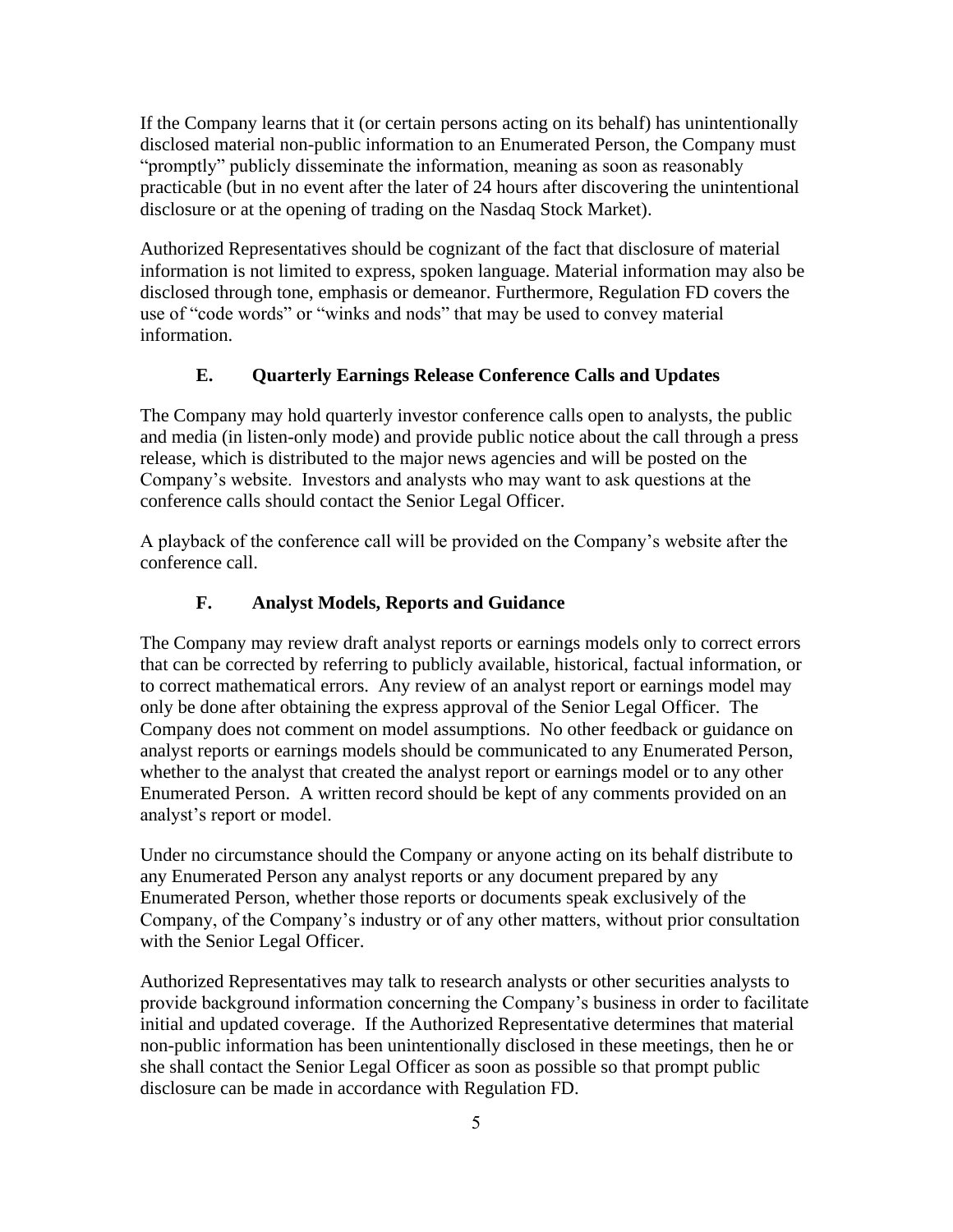If the Company learns that it (or certain persons acting on its behalf) has unintentionally disclosed material non-public information to an Enumerated Person, the Company must "promptly" publicly disseminate the information, meaning as soon as reasonably practicable (but in no event after the later of 24 hours after discovering the unintentional disclosure or at the opening of trading on the Nasdaq Stock Market).

Authorized Representatives should be cognizant of the fact that disclosure of material information is not limited to express, spoken language. Material information may also be disclosed through tone, emphasis or demeanor. Furthermore, Regulation FD covers the use of "code words" or "winks and nods" that may be used to convey material information.

### E. Quarterly Earnings Release Conference Calls and Updates

The Company may hold quarterly investor conference calls open to analysts, the public and media (in listen-only mode) and provide public notice about the call through a press release, which is distributed to the major news agencies and will be posted on the Company's website. Investors and analysts who may want to ask questions at the conference calls should contact the Senior Legal Officer.

A playback of the conference call will be provided on the Company's website after the conference call.

### F. Analyst Models, Reports and Guidance

The Company may review draft analyst reports or earnings models only to correct errors that can be corrected by referring to publicly available, historical, factual information, or to correct mathematical errors. Any review of an analyst report or earnings model may only be done after obtaining the express approval of the Senior Legal Officer. The Company does not comment on model assumptions. No other feedback or guidance on analyst reports or earnings models should be communicated to any Enumerated Person, whether to the analyst that created the analyst report or earnings model or to any other Enumerated Person. A written record should be kept of any comments provided on an analyst's report or model.

Under no circumstance should the Company or anyone acting on its behalf distribute to any Enumerated Person any analyst reports or any document prepared by any Enumerated Person, whether those reports or documents speak exclusively of the Company, of the Company's industry or of any other matters, without prior consultation with the Senior Legal Officer.

Authorized Representatives may talk to research analysts or other securities analysts to provide background information concerning the Company's business in order to facilitate initial and updated coverage. If the Authorized Representative determines that material non-public information has been unintentionally disclosed in these meetings, then he or she shall contact the Senior Legal Officer as soon as possible so that prompt public disclosure can be made in accordance with Regulation FD.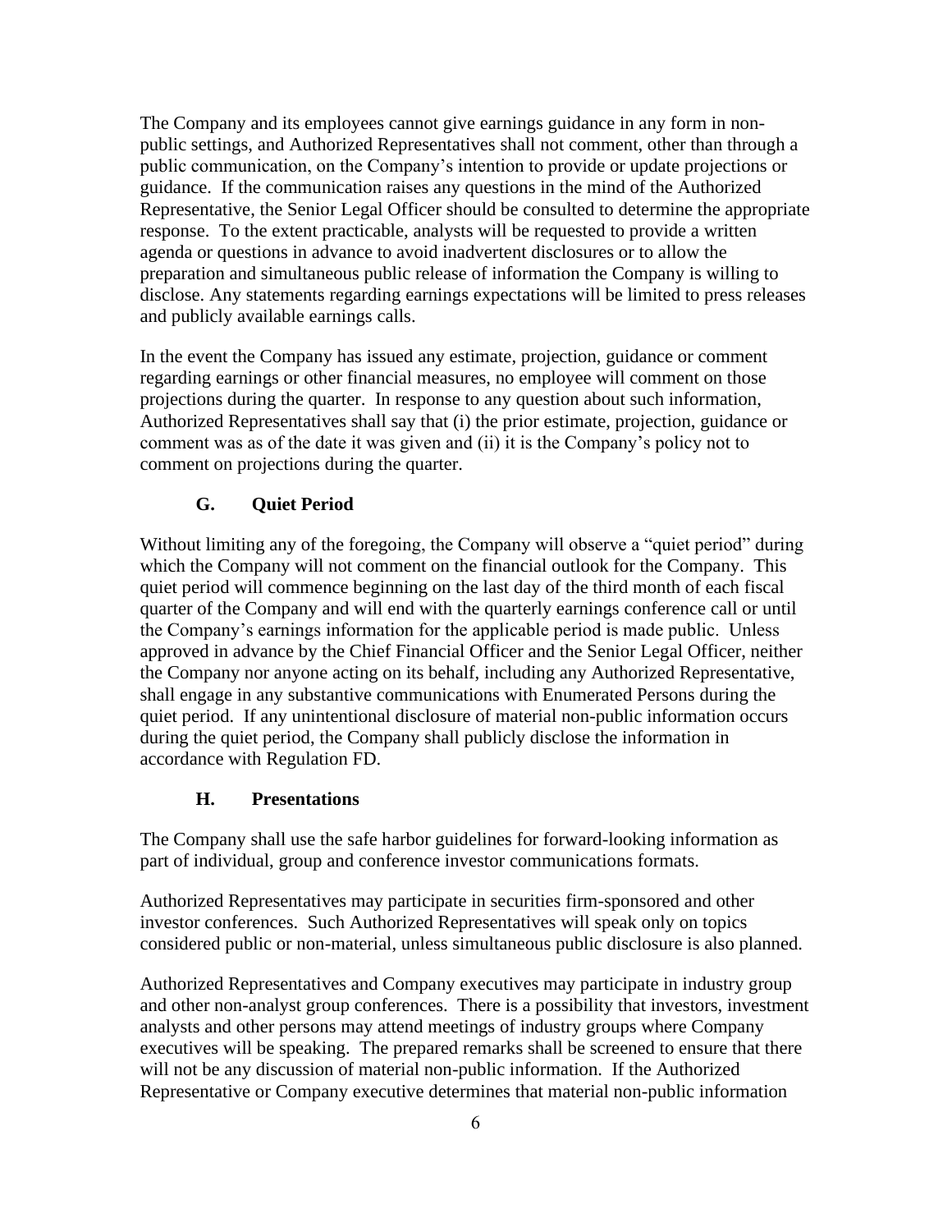The Company and its employees cannot give earnings guidance in any form in non-public settings, and Authorized Representatives shall not comment, other than through a public communication, on the Company's intention to provide or update projections or guidance. If the communication raises any questions in the mind of the Authorized Representative, the Senior Legal Officer should be consulted to determine the appropriate response. To the extent practicable, analysts will be requested to provide a written agenda or questions in advance to avoid inadvertent disclosures or to allow the preparation and simultaneous public release of information the Company is willing to disclose. Any statements regarding earnings expectations will be limited to press releases and publicly available earnings calls.

In the event the Company has issued any estimate, projection, guidance or comment regarding earnings or other financial measures, no employee will comment on those projections during the quarter. In response to any question about such information, Authorized Representatives shall say that (i) the prior estimate, projection, guidance or comment was as of the date it was given and (ii) it is the Company's policy not to comment on projections during the quarter.

### G. Quiet Period

Without limiting any of the foregoing, the Company will observe a "quiet period" during which the Company will not comment on the financial outlook for the Company. This quiet period will commence beginning on the last day of the third month of each fiscal quarter of the Company and will end with the quarterly earnings conference call or until the Company's earnings information for the applicable period is made public. Unless approved in advance by the Chief Financial Officer and the Senior Legal Officer, neither the Company nor anyone acting on its behalf, including any Authorized Representative, shall engage in any substantive communications with Enumerated Persons during the quiet period. If any unintentional disclosure of material non-public information occurs during the quiet period, the Company shall publicly disclose the information in accordance with Regulation FD.

### H. Presentations

The Company shall use the safe harbor guidelines for forward-looking information as part of individual, group and conference investor communications formats.

Authorized Representatives may participate in securities firm-sponsored and other investor conferences. Such Authorized Representatives will speak only on topics considered public or non-material, unless simultaneous public disclosure is also planned.

Authorized Representatives and Company executives may participate in industry group and other non-analyst group conferences. There is a possibility that investors, investment analysts and other persons may attend meetings of industry groups where Company executives will be speaking. The prepared remarks shall be screened to ensure that there will not be any discussion of material non-public information. If the Authorized Representative or Company executive determines that material non-public information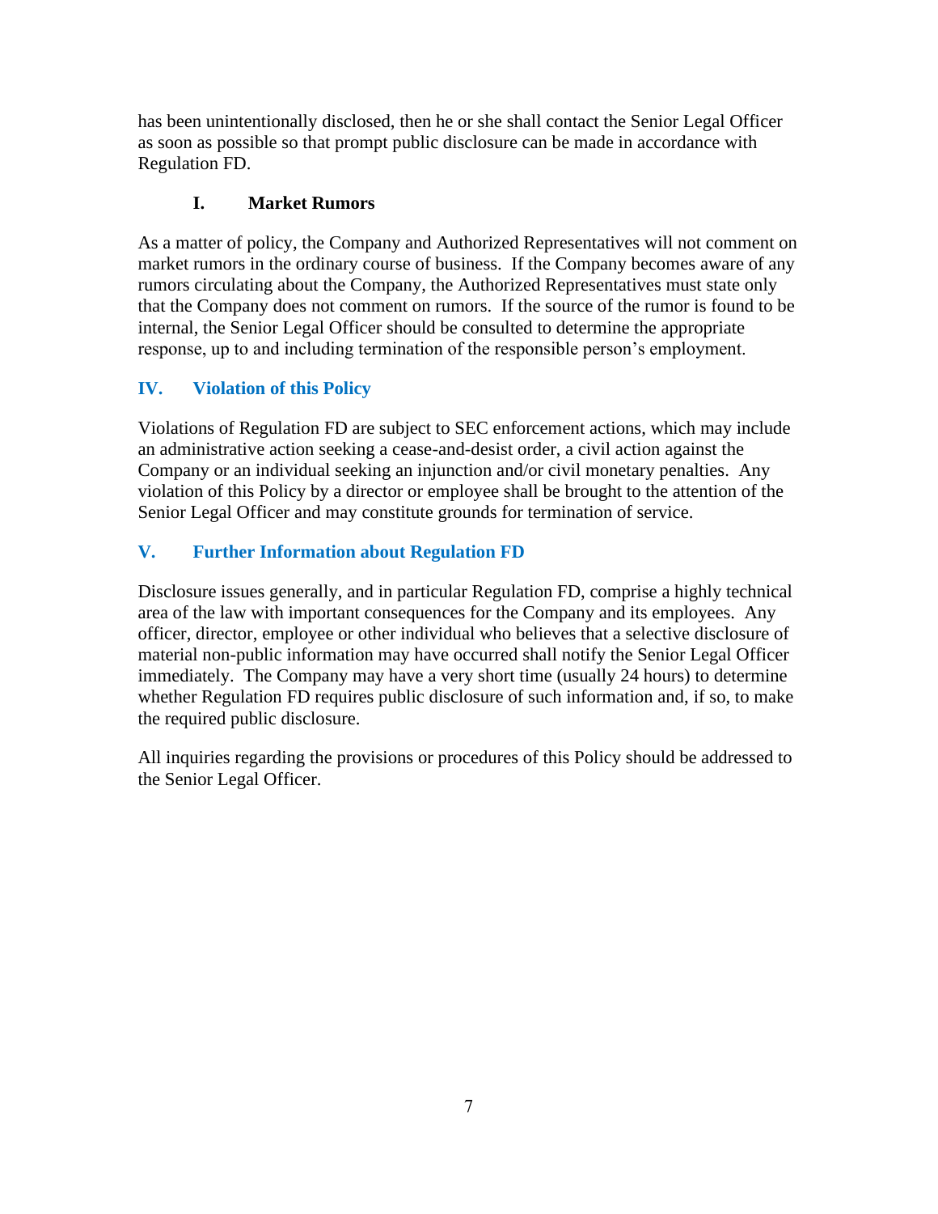has been unintentionally disclosed, then he or she shall contact the Senior Legal Officer as soon as possible so that prompt public disclosure can be made in accordance with Regulation FD.

### I. Market Rumors

As a matter of policy, the Company and Authorized Representatives will not comment on market rumors in the ordinary course of business. If the Company becomes aware of any rumors circulating about the Company, the Authorized Representatives must state only that the Company does not comment on rumors. If the source of the rumor is found to be internal, the Senior Legal Officer should be consulted to determine the appropriate response, up to and including termination of the responsible person's employment.

## IV. Violation of this Policy

Violations of Regulation FD are subject to SEC enforcement actions, which may include an administrative action seeking a cease-and-desist order, a civil action against the Company or an individual seeking an injunction and/or civil monetary penalties. Any violation of this Policy by a director or employee shall be brought to the attention of the Senior Legal Officer and may constitute grounds for termination of service.

## V. Further Information about Regulation FD

Disclosure issues generally, and in particular Regulation FD, comprise a highly technical area of the law with important consequences for the Company and its employees. Any officer, director, employee or other individual who believes that a selective disclosure of material non-public information may have occurred shall notify the Senior Legal Officer immediately. The Company may have a very short time (usually 24 hours) to determine whether Regulation FD requires public disclosure of such information and, if so, to make the required public disclosure.

All inquiries regarding the provisions or procedures of this Policy should be addressed to the Senior Legal Officer.